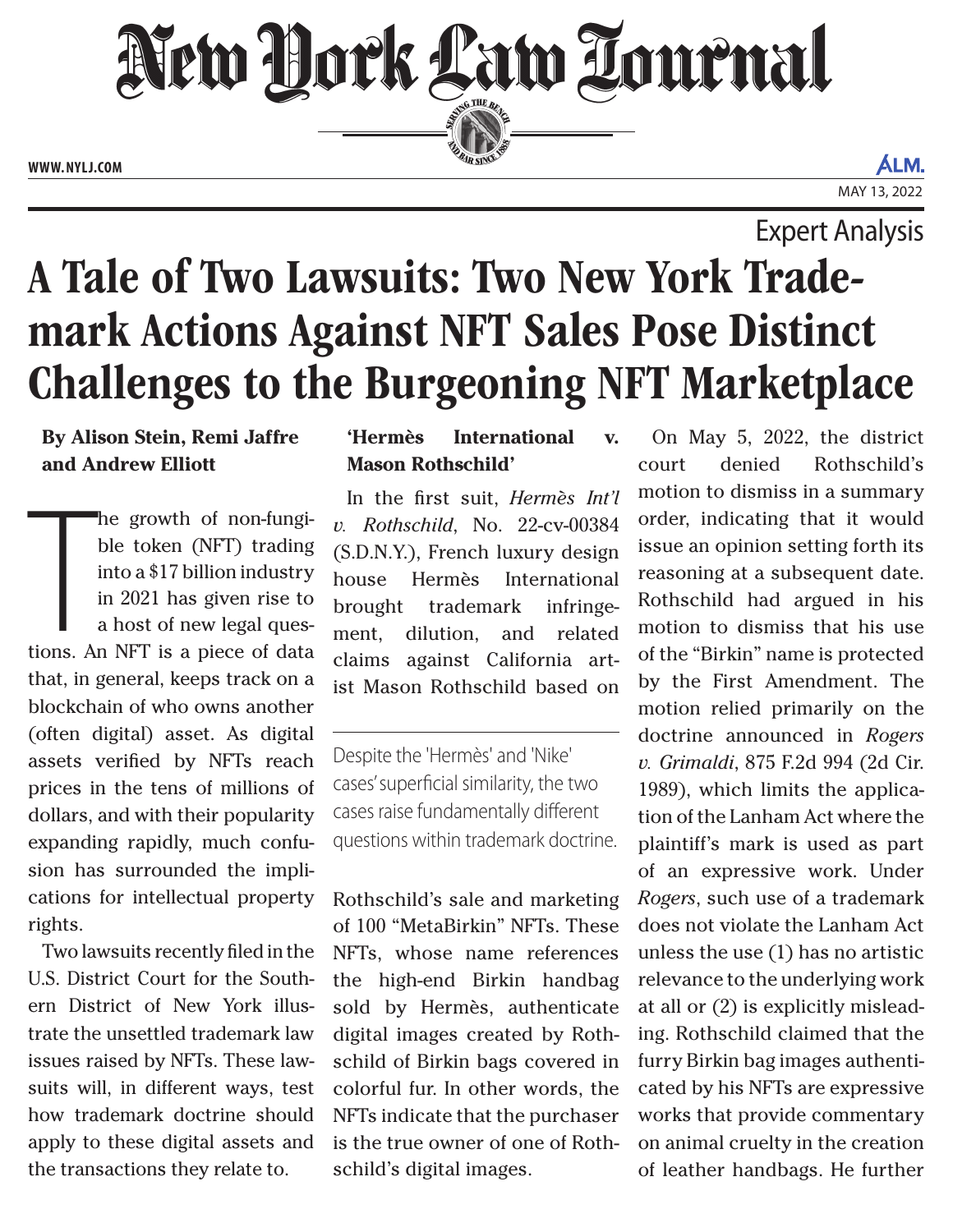# A Tale of Two Lawsuits: Two New York Trademark Actions Against NFT Sales Pose Distinct Challenges to the Burgeoning NFT Marketplace

Expert Analysis

**By Alison Stein, Remi Jaffre and Andrew Elliott**

The growth of non-fungible token (NFT) trading into a $17 billion industry in 2021 has given rise to a host of new legal questions. An NFT is a piece of data that, in general, keeps track on a blockchain of who owns another (often digital) asset. As digital assets verified by NFTs reach prices in the tens of millions of dollars, and with their popularity expanding rapidly, much confusion has surrounded the implications for intellectual property rights.

Two lawsuits recently filed in the U.S. District Court for the Southern District of New York illustrate the unsettled trademark law issues raised by NFTs. These lawsuits will, in different ways, test how trademark doctrine should apply to these digital assets and the transactions they relate to.

## 'Hermès International v. Mason Rothschild'

In the first suit, *Hermès Int'l v. Rothschild*, No. 22-cv-00384 (S.D.N.Y.), French luxury design house Hermès International brought trademark infringement, dilution, and related claims against California artist Mason Rothschild based on Rothschild's sale and marketing of 100 "MetaBirkin" NFTs. These NFTs, whose name references the high-end Birkin handbag sold by Hermès, authenticate digital images created by Rothschild of Birkin bags covered in colorful fur. In other words, the NFTs indicate that the purchaser is the true owner of one of Rothschild's digital images.

> Despite the 'Hermès' and 'Nike' cases' superficial similarity, the two cases raise fundamentally different questions within trademark doctrine.

On May 5, 2022, the district court denied Rothschild's motion to dismiss in a summary order, indicating that it would issue an opinion setting forth its reasoning at a subsequent date. Rothschild had argued in his motion to dismiss that his use of the "Birkin" name is protected by the First Amendment. The motion relied primarily on the doctrine announced in *Rogers v. Grimaldi*, 875 F.2d 994 (2d Cir. 1989), which limits the application of the Lanham Act where the plaintiff's mark is used as part of an expressive work. Under *Rogers*, such use of a trademark does not violate the Lanham Act unless the use (1) has no artistic relevance to the underlying work at all or (2) is explicitly misleading. Rothschild claimed that the furry Birkin bag images authenticated by his NFTs are expressive works that provide commentary on animal cruelty in the creation of leather handbags. He further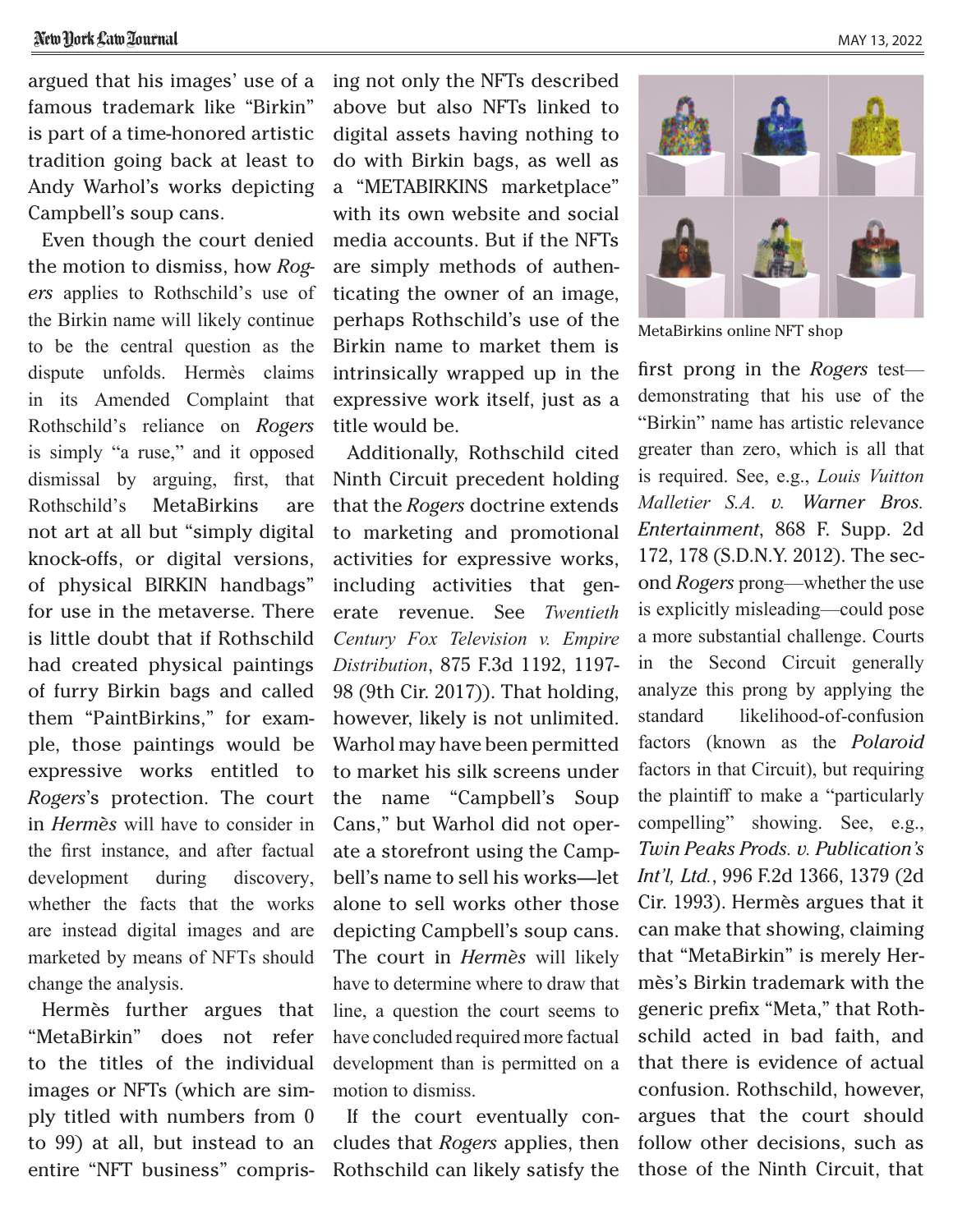argued that his images' use of a famous trademark like "Birkin" is part of a time-honored artistic tradition going back at least to Andy Warhol's works depicting Campbell's soup cans.

Even though the court denied the motion to dismiss, how *Rogers* applies to Rothschild's use of the Birkin name will likely continue to be the central question as the dispute unfolds. Hermès claims in its Amended Complaint that Rothschild's reliance on *Rogers* is simply "a ruse," and it opposed dismissal by arguing, first, that Rothschild's MetaBirkins are not art at all but "simply digital knock-offs, or digital versions, of physical BIRKIN handbags" for use in the metaverse. There is little doubt that if Rothschild had created physical paintings of furry Birkin bags and called them "PaintBirkins," for example, those paintings would be expressive works entitled to *Rogers*'s protection. The court in *Hermès* will have to consider in the first instance, and after factual development during discovery, whether the facts that the works are instead digital images and are marketed by means of NFTs should change the analysis.

Hermès further argues that "MetaBirkin" does not refer to the titles of the individual images or NFTs (which are simply titled with numbers from 0 to 99) at all, but instead to an entire "NFT business" comprising not only the NFTs described above but also NFTs linked to digital assets having nothing to do with Birkin bags, as well as a "METABIRKINS marketplace" with its own website and social media accounts. But if the NFTs are simply methods of authenticating the owner of an image, perhaps Rothschild's use of the Birkin name to market them is intrinsically wrapped up in the expressive work itself, just as a title would be.

Additionally, Rothschild cited Ninth Circuit precedent holding that the *Rogers* doctrine extends to marketing and promotional activities for expressive works, including activities that generate revenue. See *Twentieth Century Fox Television v. Empire Distribution*, 875 F.3d 1192, 1197-98 (9th Cir. 2017)). That holding, however, likely is not unlimited. Warhol may have been permitted to market his silk screens under the name "Campbell's Soup Cans," but Warhol did not operate a storefront using the Campbell's name to sell his works—let alone to sell works other those depicting Campbell's soup cans. The court in *Hermès* will likely have to determine where to draw that line, a question the court seems to have concluded required more factual development than is permitted on a motion to dismiss.

If the court eventually concludes that *Rogers* applies, then Rothschild can likely satisfy the first prong in the *Rogers* test—demonstrating that his use of the "Birkin" name has artistic relevance greater than zero, which is all that is required. See, e.g., *Louis Vuitton Malletier S.A. v. Warner Bros. Entertainment*, 868 F. Supp. 2d 172, 178 (S.D.N.Y. 2012). The second *Rogers* prong—whether the use is explicitly misleading—could pose a more substantial challenge. Courts in the Second Circuit generally analyze this prong by applying the standard likelihood-of-confusion factors (known as the *Polaroid* factors in that Circuit), but requiring the plaintiff to make a "particularly compelling" showing. See, e.g., *Twin Peaks Prods. v. Publication's Int'l, Ltd.*, 996 F.2d 1366, 1379 (2d Cir. 1993). Hermès argues that it can make that showing, claiming that "MetaBirkin" is merely Hermès's Birkin trademark with the generic prefix "Meta," that Rothschild acted in bad faith, and that there is evidence of actual confusion. Rothschild, however, argues that the court should follow other decisions, such as those of the Ninth Circuit, that

MetaBirkins online NFT shop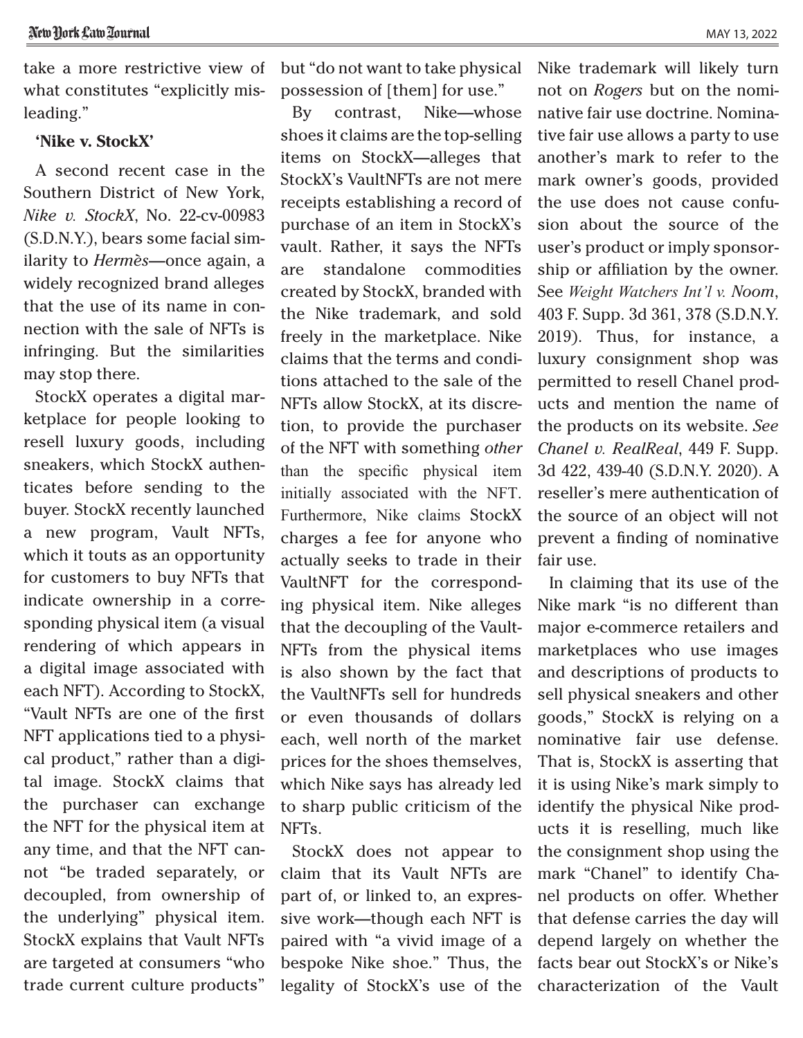take a more restrictive view of what constitutes "explicitly misleading."

**'Nike v. StockX'**

A second recent case in the Southern District of New York, *Nike v. StockX*, No. 22-cv-00983 (S.D.N.Y.), bears some facial similarity to *Hermès*—once again, a widely recognized brand alleges that the use of its name in connection with the sale of NFTs is infringing. But the similarities may stop there.

StockX operates a digital marketplace for people looking to resell luxury goods, including sneakers, which StockX authenticates before sending to the buyer. StockX recently launched a new program, Vault NFTs, which it touts as an opportunity for customers to buy NFTs that indicate ownership in a corresponding physical item (a visual rendering of which appears in a digital image associated with each NFT). According to StockX, "Vault NFTs are one of the first NFT applications tied to a physical product," rather than a digital image. StockX claims that the purchaser can exchange the NFT for the physical item at any time, and that the NFT cannot "be traded separately, or decoupled, from ownership of the underlying" physical item. StockX explains that Vault NFTs are targeted at consumers "who trade current culture products" but "do not want to take physical possession of [them] for use."

By contrast, Nike—whose shoes it claims are the top-selling items on StockX—alleges that StockX's VaultNFTs are not mere receipts establishing a record of purchase of an item in StockX's vault. Rather, it says the NFTs are standalone commodities created by StockX, branded with the Nike trademark, and sold freely in the marketplace. Nike claims that the terms and conditions attached to the sale of the NFTs allow StockX, at its discretion, to provide the purchaser of the NFT with something *other* than the specific physical item initially associated with the NFT. Furthermore, Nike claims StockX charges a fee for anyone who actually seeks to trade in their VaultNFT for the corresponding physical item. Nike alleges that the decoupling of the VaultNFTs from the physical items is also shown by the fact that the VaultNFTs sell for hundreds or even thousands of dollars each, well north of the market prices for the shoes themselves, which Nike says has already led to sharp public criticism of the NFTs.

StockX does not appear to claim that its Vault NFTs are part of, or linked to, an expressive work—though each NFT is paired with "a vivid image of a bespoke Nike shoe." Thus, the legality of StockX's use of the Nike trademark will likely turn not on *Rogers* but on the nominative fair use doctrine. Nominative fair use allows a party to use another's mark to refer to the mark owner's goods, provided the use does not cause confusion about the source of the user's product or imply sponsorship or affiliation by the owner. See *Weight Watchers Int'l v. Noom*, 403 F. Supp. 3d 361, 378 (S.D.N.Y. 2019). Thus, for instance, a luxury consignment shop was permitted to resell Chanel products and mention the name of the products on its website. *See Chanel v. RealReal*, 449 F. Supp. 3d 422, 439-40 (S.D.N.Y. 2020). A reseller's mere authentication of the source of an object will not prevent a finding of nominative fair use.

In claiming that its use of the Nike mark "is no different than major e-commerce retailers and marketplaces who use images and descriptions of products to sell physical sneakers and other goods," StockX is relying on a nominative fair use defense. That is, StockX is asserting that it is using Nike's mark simply to identify the physical Nike products it is reselling, much like the consignment shop using the mark "Chanel" to identify Chanel products on offer. Whether that defense carries the day will depend largely on whether the facts bear out StockX's or Nike's characterization of the Vault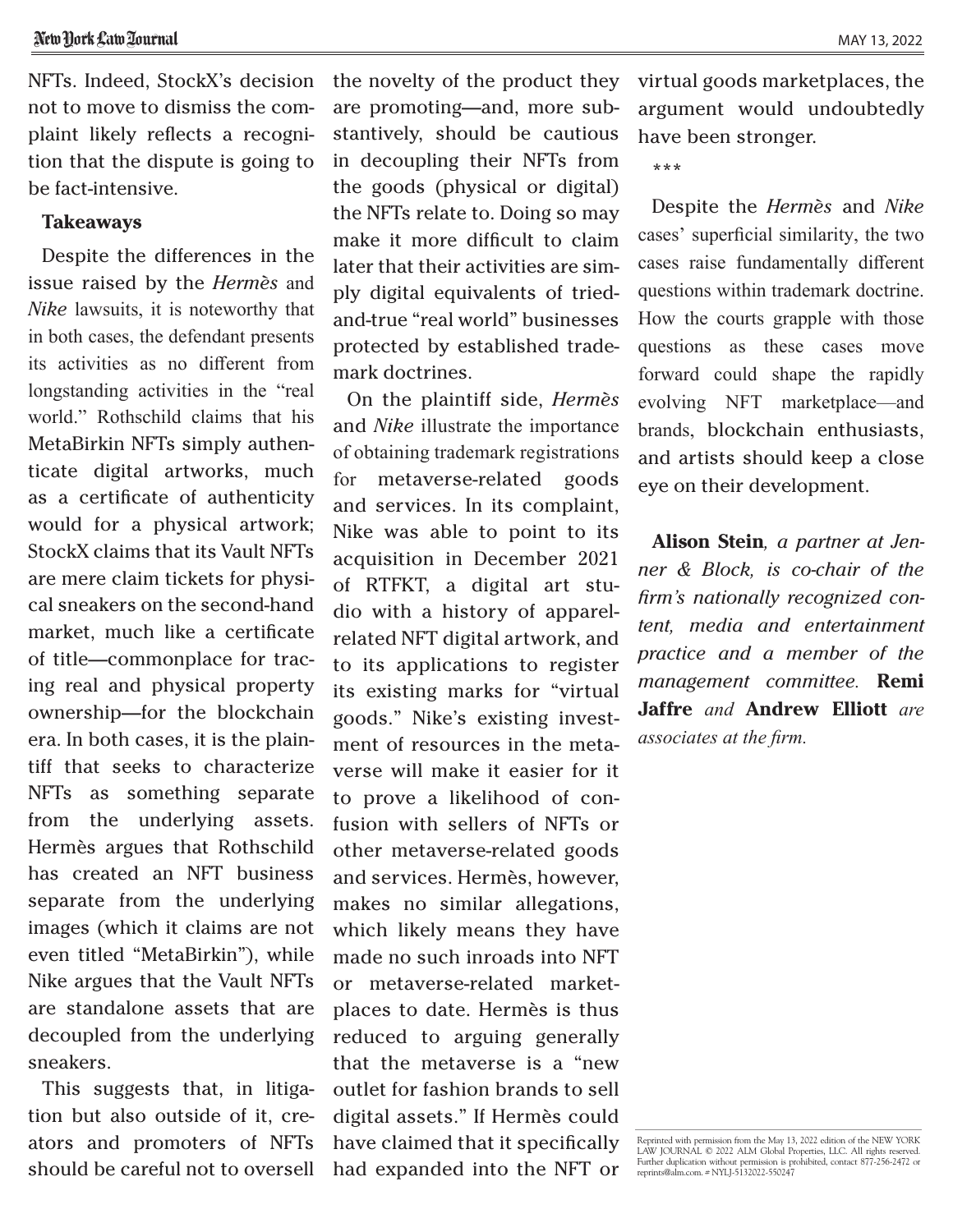NFTs. Indeed, StockX's decision not to move to dismiss the complaint likely reflects a recognition that the dispute is going to be fact-intensive.

**Takeaways**

Despite the differences in the issue raised by the *Hermès* and *Nike* lawsuits, it is noteworthy that in both cases, the defendant presents its activities as no different from longstanding activities in the "real world." Rothschild claims that his MetaBirkin NFTs simply authenticate digital artworks, much as a certificate of authenticity would for a physical artwork; StockX claims that its Vault NFTs are mere claim tickets for physical sneakers on the second-hand market, much like a certificate of title—commonplace for tracing real and physical property ownership—for the blockchain era. In both cases, it is the plaintiff that seeks to characterize NFTs as something separate from the underlying assets. Hermès argues that Rothschild has created an NFT business separate from the underlying images (which it claims are not even titled "MetaBirkin"), while Nike argues that the Vault NFTs are standalone assets that are decoupled from the underlying sneakers.

This suggests that, in litigation but also outside of it, creators and promoters of NFTs should be careful not to oversell the novelty of the product they are promoting—and, more substantively, should be cautious in decoupling their NFTs from the goods (physical or digital) the NFTs relate to. Doing so may make it more difficult to claim later that their activities are simply digital equivalents of tried-and-true "real world" businesses protected by established trademark doctrines.

On the plaintiff side, *Hermès* and *Nike* illustrate the importance of obtaining trademark registrations for metaverse-related goods and services. In its complaint, Nike was able to point to its acquisition in December 2021 of RTFKT, a digital art studio with a history of apparel-related NFT digital artwork, and to its applications to register its existing marks for "virtual goods." Nike's existing investment of resources in the metaverse will make it easier for it to prove a likelihood of confusion with sellers of NFTs or other metaverse-related goods and services. Hermès, however, makes no similar allegations, which likely means they have made no such inroads into NFT or metaverse-related marketplaces to date. Hermès is thus reduced to arguing generally that the metaverse is a "new outlet for fashion brands to sell digital assets." If Hermès could have claimed that it specifically had expanded into the NFT or virtual goods marketplaces, the argument would undoubtedly have been stronger.

\*\*\*

Despite the *Hermès* and *Nike* cases' superficial similarity, the two cases raise fundamentally different questions within trademark doctrine. How the courts grapple with those questions as these cases move forward could shape the rapidly evolving NFT marketplace—and brands, blockchain enthusiasts, and artists should keep a close eye on their development.

**Alison Stein**, *a partner at Jenner & Block, is co-chair of the firm's nationally recognized content, media and entertainment practice and a member of the management committee.* **Remi Jaffre** *and* **Andrew Elliott** *are associates at the firm.*

Reprinted with permission from the May 13, 2022 edition of the NEW YORK LAW JOURNAL © 2022 ALM Global Properties, LLC. All rights reserved. Further duplication without permission is prohibited, contact 877-256-2472 or reprints@alm.com. # NYLJ-5132022-550247